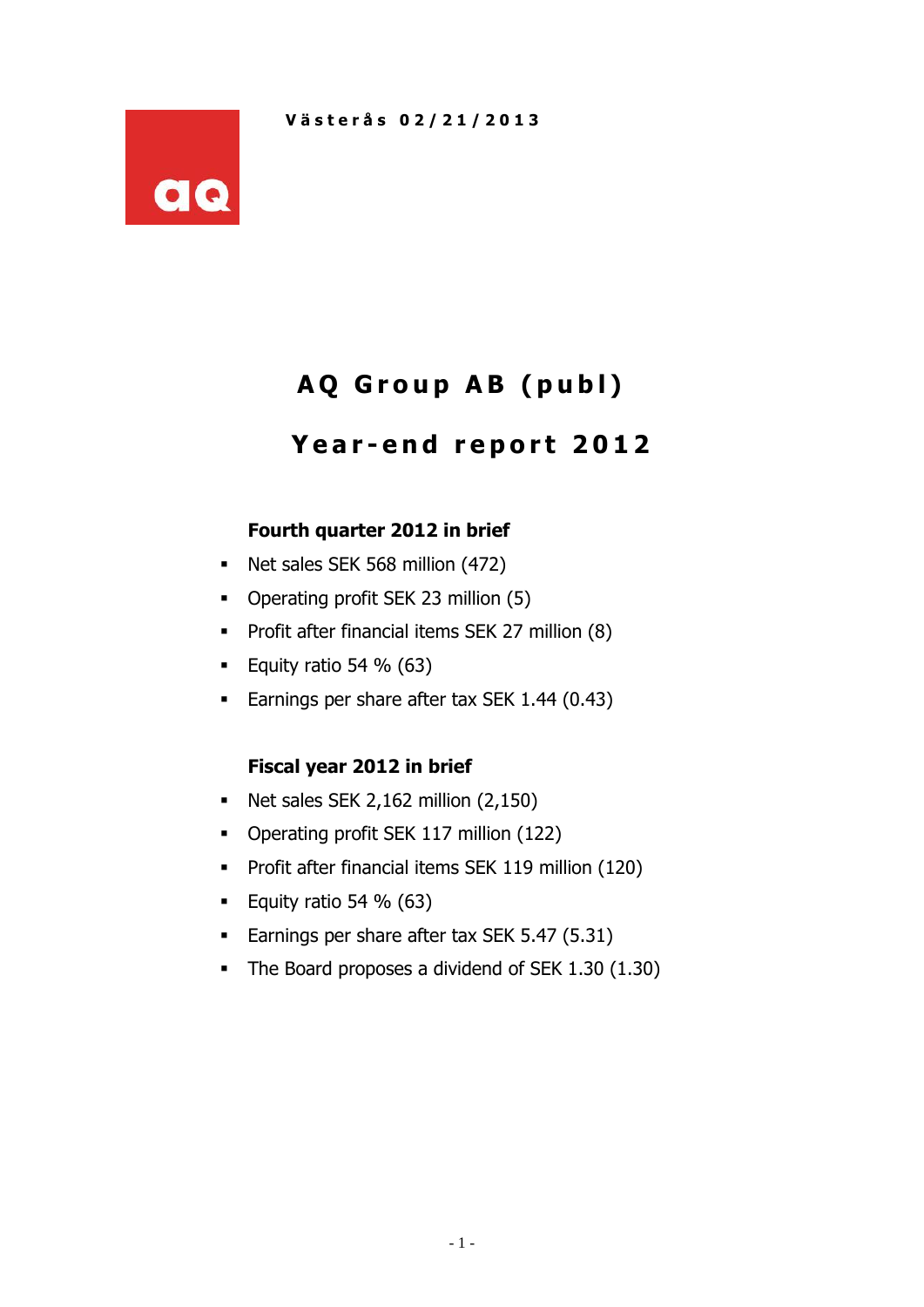Västerås 02/21/2013

# AQ Group AB (publ)

# Year-end report 2012

### Fourth quarter 2012 in brief

- Net sales SEK 568 million (472)
- Operating profit SEK 23 million (5)
- Profit after financial items SEK 27 million (8)
- Equity ratio 54 % (63)
- Earnings per share after tax SEK 1.44 (0.43)

### Fiscal year 2012 in brief

- Net sales SEK 2,162 million (2,150)
- Operating profit SEK 117 million (122)
- Profit after financial items SEK 119 million (120)
- Equity ratio 54 % (63)
- Earnings per share after tax SEK 5.47 (5.31)
- The Board proposes a dividend of SEK 1.30 (1.30)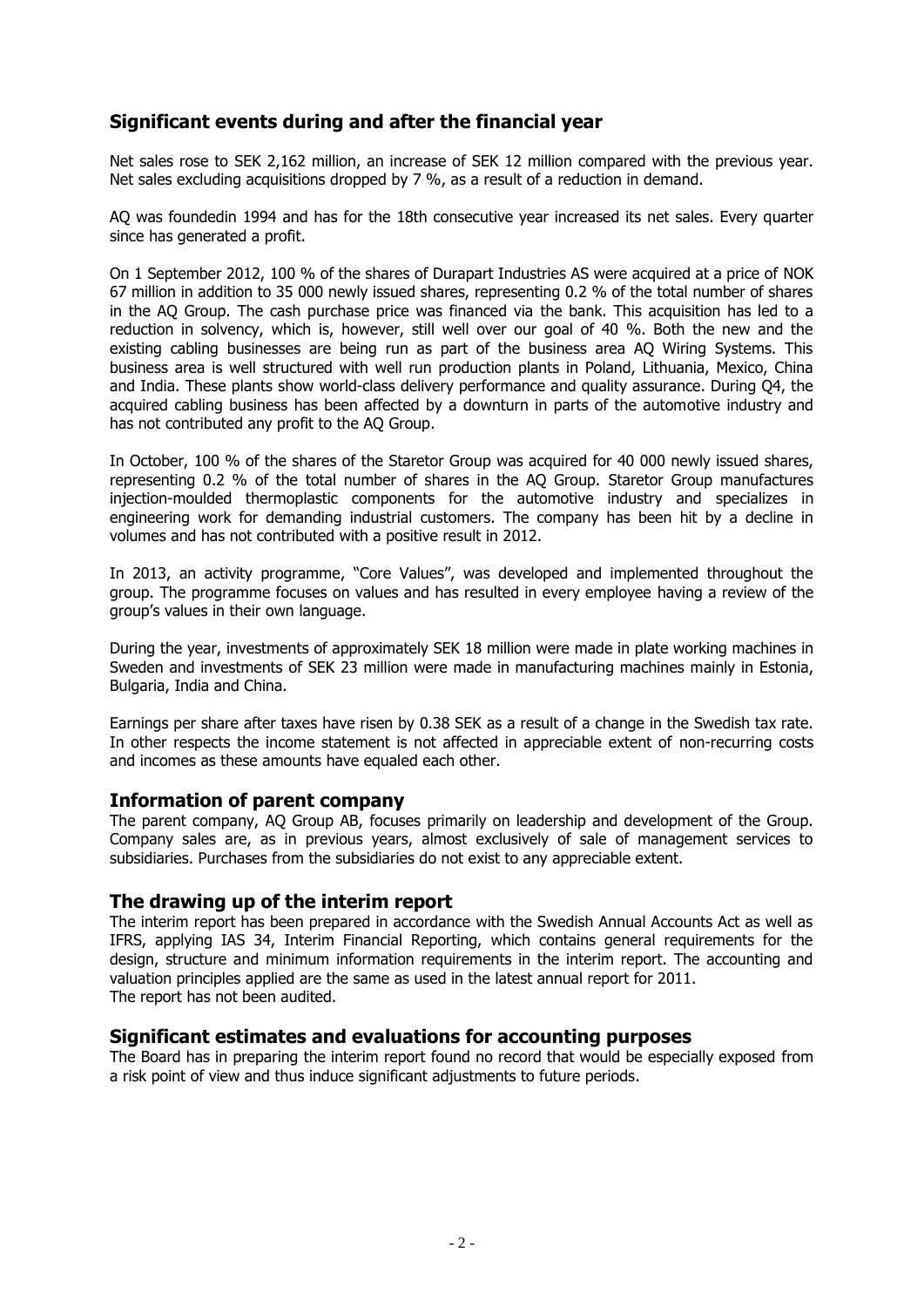## Significant events during and after the financial year

Net sales rose to SEK 2,162 million, an increase of SEK 12 million compared with the previous year. Net sales excluding acquisitions dropped by 7 %, as a result of a reduction in demand.

AQ was foundedin 1994 and has for the 18th consecutive year increased its net sales. Every quarter since has generated a profit.

On 1 September 2012, 100 % of the shares of Durapart Industries AS were acquired at a price of NOK 67 million in addition to 35 000 newly issued shares, representing 0.2 % of the total number of shares in the AQ Group. The cash purchase price was financed via the bank. This acquisition has led to a reduction in solvency, which is, however, still well over our goal of 40 %. Both the new and the existing cabling businesses are being run as part of the business area AQ Wiring Systems. This business area is well structured with well run production plants in Poland, Lithuania, Mexico, China and India. These plants show world-class delivery performance and quality assurance. During Q4, the acquired cabling business has been affected by a downturn in parts of the automotive industry and has not contributed any profit to the AQ Group.

In October, 100 % of the shares of the Staretor Group was acquired for 40 000 newly issued shares, representing 0.2 % of the total number of shares in the AQ Group. Staretor Group manufactures injection-moulded thermoplastic components for the automotive industry and specializes in engineering work for demanding industrial customers. The company has been hit by a decline in volumes and has not contributed with a positive result in 2012.

In 2013, an activity programme, "Core Values", was developed and implemented throughout the group. The programme focuses on values and has resulted in every employee having a review of the group's values in their own language.

During the year, investments of approximately SEK 18 million were made in plate working machines in Sweden and investments of SEK 23 million were made in manufacturing machines mainly in Estonia, Bulgaria, India and China.

Earnings per share after taxes have risen by 0.38 SEK as a result of a change in the Swedish tax rate. In other respects the income statement is not affected in appreciable extent of non-recurring costs and incomes as these amounts have equaled each other.

## Information of parent company

The parent company, AQ Group AB, focuses primarily on leadership and development of the Group. Company sales are, as in previous years, almost exclusively of sale of management services to subsidiaries. Purchases from the subsidiaries do not exist to any appreciable extent.

## The drawing up of the interim report

The interim report has been prepared in accordance with the Swedish Annual Accounts Act as well as IFRS, applying IAS 34, Interim Financial Reporting, which contains general requirements for the design, structure and minimum information requirements in the interim report. The accounting and valuation principles applied are the same as used in the latest annual report for 2011.
The report has not been audited.

## Significant estimates and evaluations for accounting purposes

The Board has in preparing the interim report found no record that would be especially exposed from a risk point of view and thus induce significant adjustments to future periods.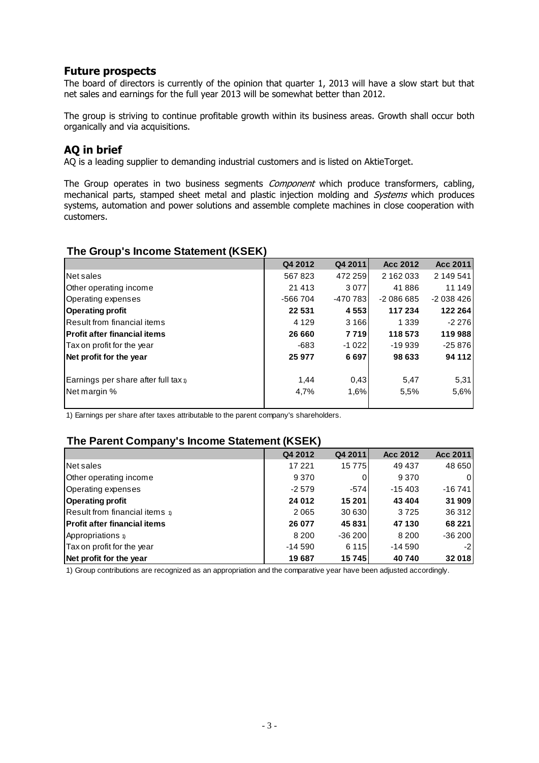## Future prospects

The board of directors is currently of the opinion that quarter 1, 2013 will have a slow start but that net sales and earnings for the full year 2013 will be somewhat better than 2012.

The group is striving to continue profitable growth within its business areas. Growth shall occur both organically and via acquisitions.

## AQ in brief

AQ is a leading supplier to demanding industrial customers and is listed on AktieTorget.

The Group operates in two business segments *Component* which produce transformers, cabling, mechanical parts, stamped sheet metal and plastic injection molding and *Systems* which produces systems, automation and power solutions and assemble complete machines in close cooperation with customers.

### The Group's Income Statement (KSEK)

| | Q4 2012 | Q4 2011 | Acc 2012 | Acc 2011 |
|---|---|---|---|---|
| Net sales | 567 823 | 472 259 | 2 162 033 | 2 149 541 |
| Other operating income | 21 413 | 3 077 | 41 886 | 11 149 |
| Operating expenses | -566 704 | -470 783 | -2 086 685 | -2 038 426 |
| **Operating profit** | **22 531** | **4 553** | **117 234** | **122 264** |
| Result from financial items | 4 129 | 3 166 | 1 339 | -2 276 |
| **Profit after financial items** | **26 660** | **7 719** | **118 573** | **119 988** |
| Tax on profit for the year | -683 | -1 022 | -19 939 | -25 876 |
| **Net profit for the year** | **25 977** | **6 697** | **98 633** | **94 112** |
| Earnings per share after full tax [1] | 1,44 | 0,43 | 5,47 | 5,31 |
| Net margin % | 4,7% | 1,6% | 5,5% | 5,6% |

1) Earnings per share after taxes attributable to the parent company's shareholders.

### The Parent Company's Income Statement (KSEK)

| | Q4 2012 | Q4 2011 | Acc 2012 | Acc 2011 |
|---|---|---|---|---|
| Net sales | 17 221 | 15 775 | 49 437 | 48 650 |
| Other operating income | 9 370 | 0 | 9 370 | 0 |
| Operating expenses | -2 579 | -574 | -15 403 | -16 741 |
| **Operating profit** | **24 012** | **15 201** | **43 404** | **31 909** |
| Result from financial items [1] | 2 065 | 30 630 | 3 725 | 36 312 |
| **Profit after financial items** | **26 077** | **45 831** | **47 130** | **68 221** |
| Appropriations [1] | 8 200 | -36 200 | 8 200 | -36 200 |
| Tax on profit for the year | -14 590 | 6 115 | -14 590 | -2 |
| **Net profit for the year** | **19 687** | **15 745** | **40 740** | **32 018** |

1) Group contributions are recognized as an appropriation and the comparative year have been adjusted accordingly.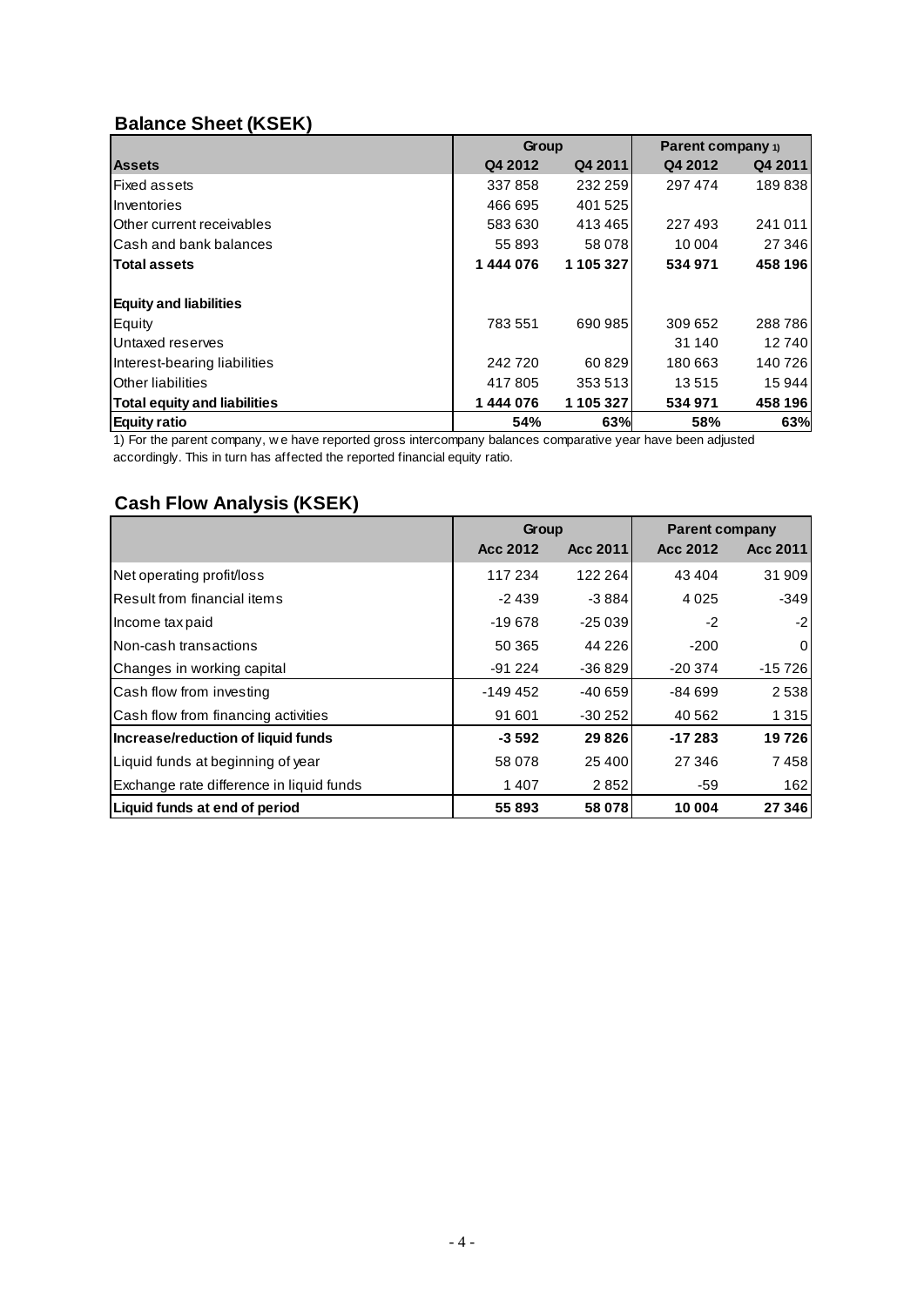## Balance Sheet (KSEK)

| | Group | | Parent company 1) | |
|---|---|---|---|---|
| **Assets** | **Q4 2012** | **Q4 2011** | **Q4 2012** | **Q4 2011** |
| Fixed assets | 337 858 | 232 259 | 297 474 | 189 838 |
| Inventories | 466 695 | 401 525 | | |
| Other current receivables | 583 630 | 413 465 | 227 493 | 241 011 |
| Cash and bank balances | 55 893 | 58 078 | 10 004 | 27 346 |
| **Total assets** | **1 444 076** | **1 105 327** | **534 971** | **458 196** |
| | | | | |
| **Equity and liabilities** | | | | |
| Equity | 783 551 | 690 985 | 309 652 | 288 786 |
| Untaxed reserves | | | 31 140 | 12 740 |
| Interest-bearing liabilities | 242 720 | 60 829 | 180 663 | 140 726 |
| Other liabilities | 417 805 | 353 513 | 13 515 | 15 944 |
| **Total equity and liabilities** | **1 444 076** | **1 105 327** | **534 971** | **458 196** |
| **Equity ratio** | **54%** | **63%** | **58%** | **63%** |

1) For the parent company, we have reported gross intercompany balances comparative year have been adjusted accordingly. This in turn has affected the reported financial equity ratio.

## Cash Flow Analysis (KSEK)

| | Group | | Parent company | |
|---|---|---|---|---|
| | **Acc 2012** | **Acc 2011** | **Acc 2012** | **Acc 2011** |
| Net operating profit/loss | 117 234 | 122 264 | 43 404 | 31 909 |
| Result from financial items | -2 439 | -3 884 | 4 025 | -349 |
| Income tax paid | -19 678 | -25 039 | -2 | -2 |
| Non-cash transactions | 50 365 | 44 226 | -200 | 0 |
| Changes in working capital | -91 224 | -36 829 | -20 374 | -15 726 |
| Cash flow from investing | -149 452 | -40 659 | -84 699 | 2 538 |
| Cash flow from financing activities | 91 601 | -30 252 | 40 562 | 1 315 |
| **Increase/reduction of liquid funds** | **-3 592** | **29 826** | **-17 283** | **19 726** |
| Liquid funds at beginning of year | 58 078 | 25 400 | 27 346 | 7 458 |
| Exchange rate difference in liquid funds | 1 407 | 2 852 | -59 | 162 |
| **Liquid funds at end of period** | **55 893** | **58 078** | **10 004** | **27 346** |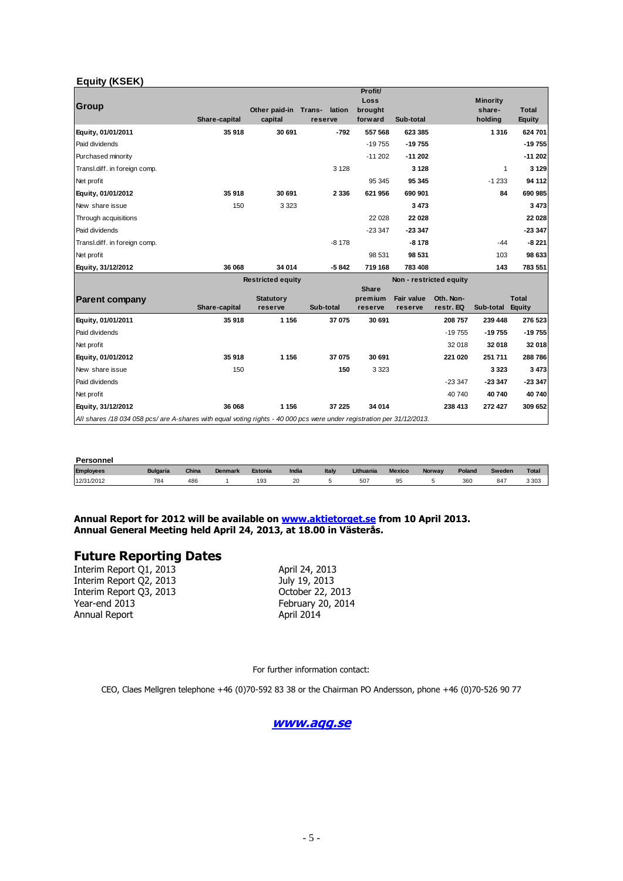**Equity (KSEK)**

| Group | Share-capital | Other paid-in capital | Trans- lation reserve | Profit/ Loss brought forward | Sub-total | Minority share-holding | Total Equity |
|---|---|---|---|---|---|---|---|
| **Equity, 01/01/2011** | **35 918** | **30 691** | **-792** | **557 568** | **623 385** | **1 316** | **624 701** |
| Paid dividends | | | | -19 755 | **-19 755** | | **-19 755** |
| Purchased minority | | | | -11 202 | **-11 202** | | **-11 202** |
| Transl.diff. in foreign comp. | | | 3 128 | | **3 128** | 1 | **3 129** |
| Net profit | | | | 95 345 | **95 345** | -1 233 | **94 112** |
| **Equity, 01/01/2012** | **35 918** | **30 691** | **2 336** | **621 956** | **690 901** | **84** | **690 985** |
| New share issue | 150 | 3 323 | | | **3 473** | | **3 473** |
| Through acquisitions | | | | 22 028 | **22 028** | | **22 028** |
| Paid dividends | | | | -23 347 | **-23 347** | | **-23 347** |
| Transl.diff. in foreign comp. | | | -8 178 | | **-8 178** | -44 | **-8 221** |
| Net profit | | | | 98 531 | **98 531** | 103 | **98 633** |
| **Equity, 31/12/2012** | **36 068** | **34 014** | **-5 842** | **719 168** | **783 408** | **143** | **783 551** |

| Parent company | Restricted equity | | | Non - restricted equity | | | | |
|---|---|---|---|---|---|---|---|---|
| | Share-capital | Statutory reserve | Sub-total | Share premium reserve | Fair value reserve | Oth. Non-restr. EQ | Sub-total | Total Equity |
| **Equity, 01/01/2011** | **35 918** | **1 156** | **37 075** | **30 691** | | **208 757** | **239 448** | **276 523** |
| Paid dividends | | | | | | -19 755 | **-19 755** | **-19 755** |
| Net profit | | | | | | 32 018 | **32 018** | **32 018** |
| **Equity, 01/01/2012** | **35 918** | **1 156** | **37 075** | **30 691** | | **221 020** | **251 711** | **288 786** |
| New share issue | 150 | | **150** | 3 323 | | | **3 323** | **3 473** |
| Paid dividends | | | | | | -23 347 | **-23 347** | **-23 347** |
| Net profit | | | | | | 40 740 | **40 740** | **40 740** |
| **Equity, 31/12/2012** | **36 068** | **1 156** | **37 225** | **34 014** | | **238 413** | **272 427** | **309 652** |

*All shares /18 034 058 pcs/ are A-shares with equal voting rights - 40 000 pcs were under registration per 31/12/2013.*

**Personnel**

| Employees | Bulgaria | China | Denmark | Estonia | India | Italy | Lithuania | Mexico | Norway | Poland | Sweden | Total |
|---|---|---|---|---|---|---|---|---|---|---|---|---|
| 12/31/2012 | 784 | 486 | 1 | 193 | 20 | 5 | 507 | 95 | 5 | 360 | 847 | 3 303 |

**Annual Report for 2012 will be available on [www.aktietorget.se](http://www.aktietorget.se) from 10 April 2013.**
**Annual General Meeting held April 24, 2013, at 18.00 in Västerås.**

## Future Reporting Dates

| | |
|---|---|
| Interim Report Q1, 2013 | April 24, 2013 |
| Interim Report Q2, 2013 | July 19, 2013 |
| Interim Report Q3, 2013 | October 22, 2013 |
| Year-end 2013 | February 20, 2014 |
| Annual Report | April 2014 |

For further information contact:

CEO, Claes Mellgren telephone +46 (0)70-592 83 38 or the Chairman PO Andersson, phone +46 (0)70-526 90 77

[**www.aqg.se**](http://www.aqg.se)